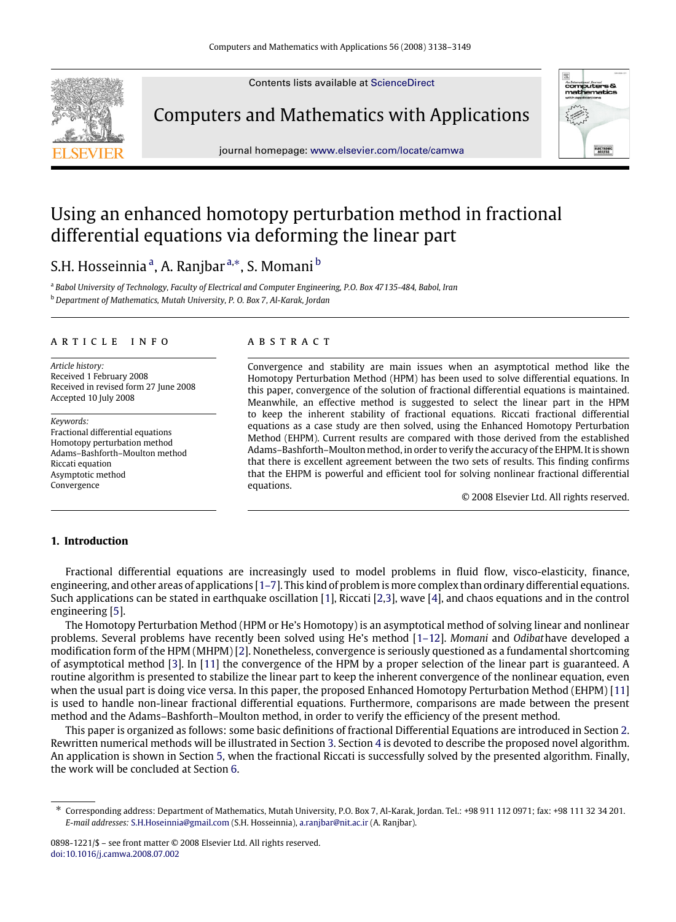Contents lists available at ScienceDirect

Computers and Mathematics with Applications

journal homepage: www.elsevier.com/locate/camwa

# Using an enhanced homotopy perturbation method in fractional differential equations via deforming the linear part

S.H. Hosseinnia [a], A. Ranjbar [a,*], S. Momani [b]

[a] Babol University of Technology, Faculty of Electrical and Computer Engineering, P.O. Box 47135-484, Babol, Iran

[b] Department of Mathematics, Mutah University, P. O. Box 7, Al-Karak, Jordan

## ARTICLE INFO

*Article history:*
Received 1 February 2008
Received in revised form 27 June 2008
Accepted 10 July 2008

*Keywords:*
Fractional differential equations
Homotopy perturbation method
Adams–Bashforth–Moulton method
Riccati equation
Asymptotic method
Convergence

## ABSTRACT

Convergence and stability are main issues when an asymptotical method like the Homotopy Perturbation Method (HPM) has been used to solve differential equations. In this paper, convergence of the solution of fractional differential equations is maintained. Meanwhile, an effective method is suggested to select the linear part in the HPM to keep the inherent stability of fractional equations. Riccati fractional differential equations as a case study are then solved, using the Enhanced Homotopy Perturbation Method (EHPM). Current results are compared with those derived from the established Adams–Bashforth–Moulton method, in order to verify the accuracy of the EHPM. It is shown that there is excellent agreement between the two sets of results. This finding confirms that the EHPM is powerful and efficient tool for solving nonlinear fractional differential equations.

© 2008 Elsevier Ltd. All rights reserved.

## 1. Introduction

Fractional differential equations are increasingly used to model problems in fluid flow, visco-elasticity, finance, engineering, and other areas of applications [1–7]. This kind of problem is more complex than ordinary differential equations. Such applications can be stated in earthquake oscillation [1], Riccati [2,3], wave [4], and chaos equations and in the control engineering [5].

The Homotopy Perturbation Method (HPM or He's Homotopy) is an asymptotical method of solving linear and nonlinear problems. Several problems have recently been solved using He's method [1–12]. *Momani* and *Odibat* have developed a modification form of the HPM (MHPM) [2]. Nonetheless, convergence is seriously questioned as a fundamental shortcoming of asymptotical method [3]. In [11] the convergence of the HPM by a proper selection of the linear part is guaranteed. A routine algorithm is presented to stabilize the linear part to keep the inherent convergence of the nonlinear equation, even when the usual part is doing vice versa. In this paper, the proposed Enhanced Homotopy Perturbation Method (EHPM) [11] is used to handle non-linear fractional differential equations. Furthermore, comparisons are made between the present method and the Adams–Bashforth–Moulton method, in order to verify the efficiency of the present method.

This paper is organized as follows: some basic definitions of fractional Differential Equations are introduced in Section 2. Rewritten numerical methods will be illustrated in Section 3. Section 4 is devoted to describe the proposed novel algorithm. An application is shown in Section 5, when the fractional Riccati is successfully solved by the presented algorithm. Finally, the work will be concluded at Section 6.

* Corresponding address: Department of Mathematics, Mutah University, P.O. Box 7, Al-Karak, Jordan. Tel.: +98 911 112 0971; fax: +98 111 32 34 201.
*E-mail addresses:* S.H.Hoseinnia@gmail.com (S.H. Hosseinnia), a.ranjbar@nit.ac.ir (A. Ranjbar).

0898-1221/$ – see front matter © 2008 Elsevier Ltd. All rights reserved.
doi:10.1016/j.camwa.2008.07.002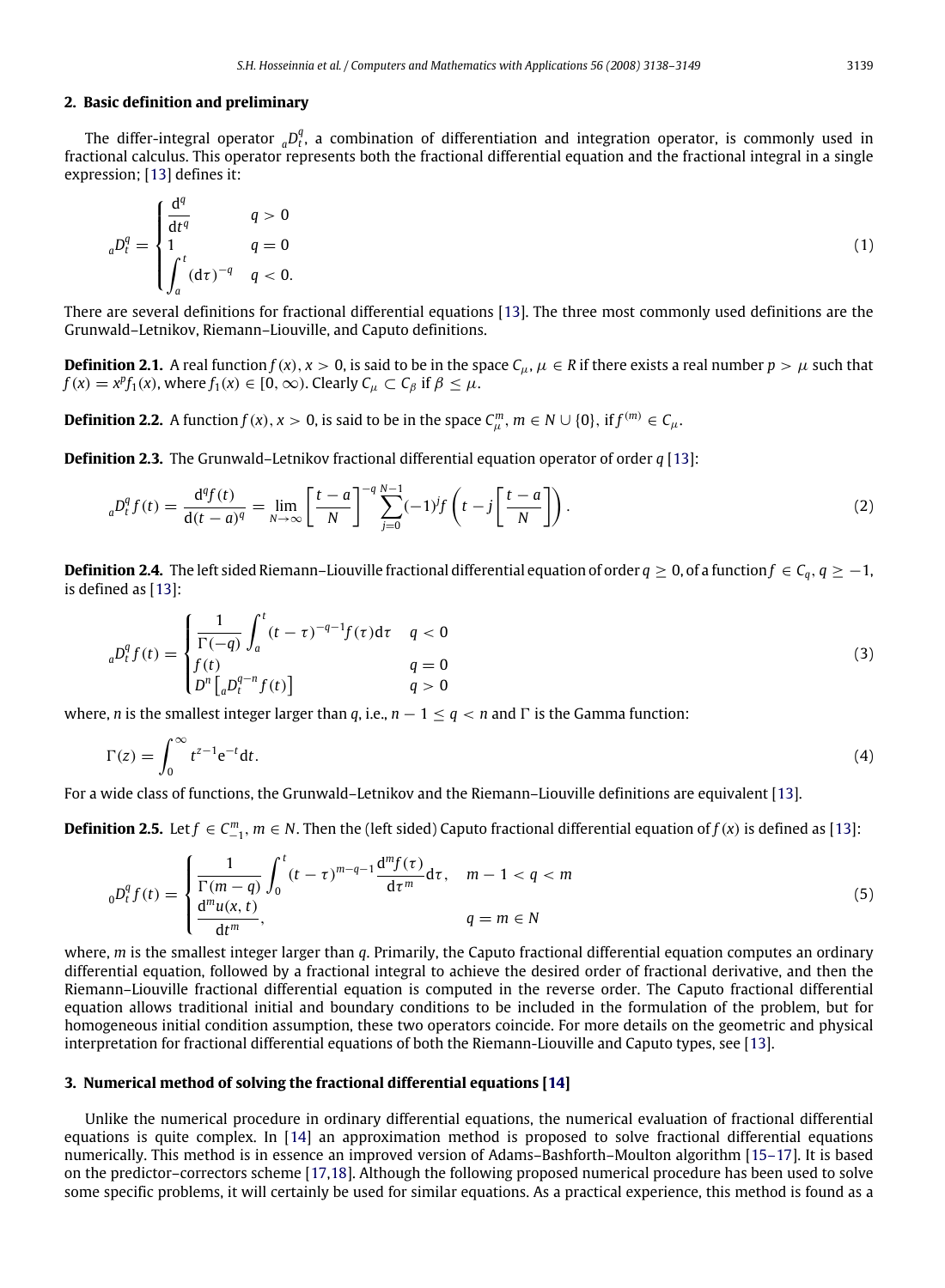## 2. Basic definition and preliminary

The differ-integral operator ${}_aD_t^q$, a combination of differentiation and integration operator, is commonly used in fractional calculus. This operator represents both the fractional differential equation and the fractional integral in a single expression; [13] defines it:

$$
{}_aD_t^q = \begin{cases} \dfrac{\mathrm{d}^q}{\mathrm{d}t^q} & q > 0 \\ 1 & q = 0 \\ \displaystyle\int_a^t (\mathrm{d}\tau)^{-q} & q < 0. \end{cases} \tag{1}
$$

There are several definitions for fractional differential equations [13]. The three most commonly used definitions are the Grunwald–Letnikov, Riemann–Liouville, and Caputo definitions.

**Definition 2.1.** A real function $f(x)$, $x > 0$, is said to be in the space $C_\mu$, $\mu \in R$ if there exists a real number $p > \mu$ such that $f(x) = x^p f_1(x)$, where $f_1(x) \in [0, \infty)$. Clearly $C_\mu \subset C_\beta$ if $\beta \leq \mu$.

**Definition 2.2.** A function $f(x)$, $x > 0$, is said to be in the space $C_\mu^m$, $m \in N \cup \{0\}$, if $f^{(m)} \in C_\mu$.

**Definition 2.3.** The Grunwald–Letnikov fractional differential equation operator of order $q$ [13]:

$$
{}_aD_t^q f(t) = \frac{\mathrm{d}^q f(t)}{\mathrm{d}(t-a)^q} = \lim_{N \to \infty} \left[\frac{t-a}{N}\right]^{-q} \sum_{j=0}^{N-1} (-1)^j f\left(t - j\left[\frac{t-a}{N}\right]\right). \tag{2}
$$

**Definition 2.4.** The left sided Riemann–Liouville fractional differential equation of order $q \geq 0$, of a function $f \in C_q$, $q \geq -1$, is defined as [13]:

$$
{}_aD_t^q f(t) = \begin{cases} \dfrac{1}{\Gamma(-q)} \displaystyle\int_a^t (t-\tau)^{-q-1} f(\tau)\mathrm{d}\tau & q < 0 \\ f(t) & q = 0 \\ D^n \left[{}_aD_t^{q-n} f(t)\right] & q > 0 \end{cases} \tag{3}
$$

where, $n$ is the smallest integer larger than $q$, i.e., $n - 1 \leq q < n$ and $\Gamma$ is the Gamma function:

$$
\Gamma(z) = \int_0^\infty t^{z-1} \mathrm{e}^{-t} \mathrm{d}t. \tag{4}
$$

For a wide class of functions, the Grunwald–Letnikov and the Riemann–Liouville definitions are equivalent [13].

**Definition 2.5.** Let $f \in C_{-1}^m$, $m \in N$. Then the (left sided) Caputo fractional differential equation of $f(x)$ is defined as [13]:

$$
{}_0D_t^q f(t) = \begin{cases} \dfrac{1}{\Gamma(m-q)} \displaystyle\int_0^t (t-\tau)^{m-q-1} \frac{\mathrm{d}^m f(\tau)}{\mathrm{d}\tau^m} \mathrm{d}\tau, & m-1 < q < m \\ \dfrac{\mathrm{d}^m u(x,t)}{\mathrm{d}t^m}, & q = m \in N \end{cases} \tag{5}
$$

where, $m$ is the smallest integer larger than $q$. Primarily, the Caputo fractional differential equation computes an ordinary differential equation, followed by a fractional integral to achieve the desired order of fractional derivative, and then the Riemann–Liouville fractional differential equation is computed in the reverse order. The Caputo fractional differential equation allows traditional initial and boundary conditions to be included in the formulation of the problem, but for homogeneous initial condition assumption, these two operators coincide. For more details on the geometric and physical interpretation for fractional differential equations of both the Riemann-Liouville and Caputo types, see [13].

## 3. Numerical method of solving the fractional differential equations [14]

Unlike the numerical procedure in ordinary differential equations, the numerical evaluation of fractional differential equations is quite complex. In [14] an approximation method is proposed to solve fractional differential equations numerically. This method is in essence an improved version of Adams–Bashforth–Moulton algorithm [15–17]. It is based on the predictor–correctors scheme [17,18]. Although the following proposed numerical procedure has been used to solve some specific problems, it will certainly be used for similar equations. As a practical experience, this method is found as a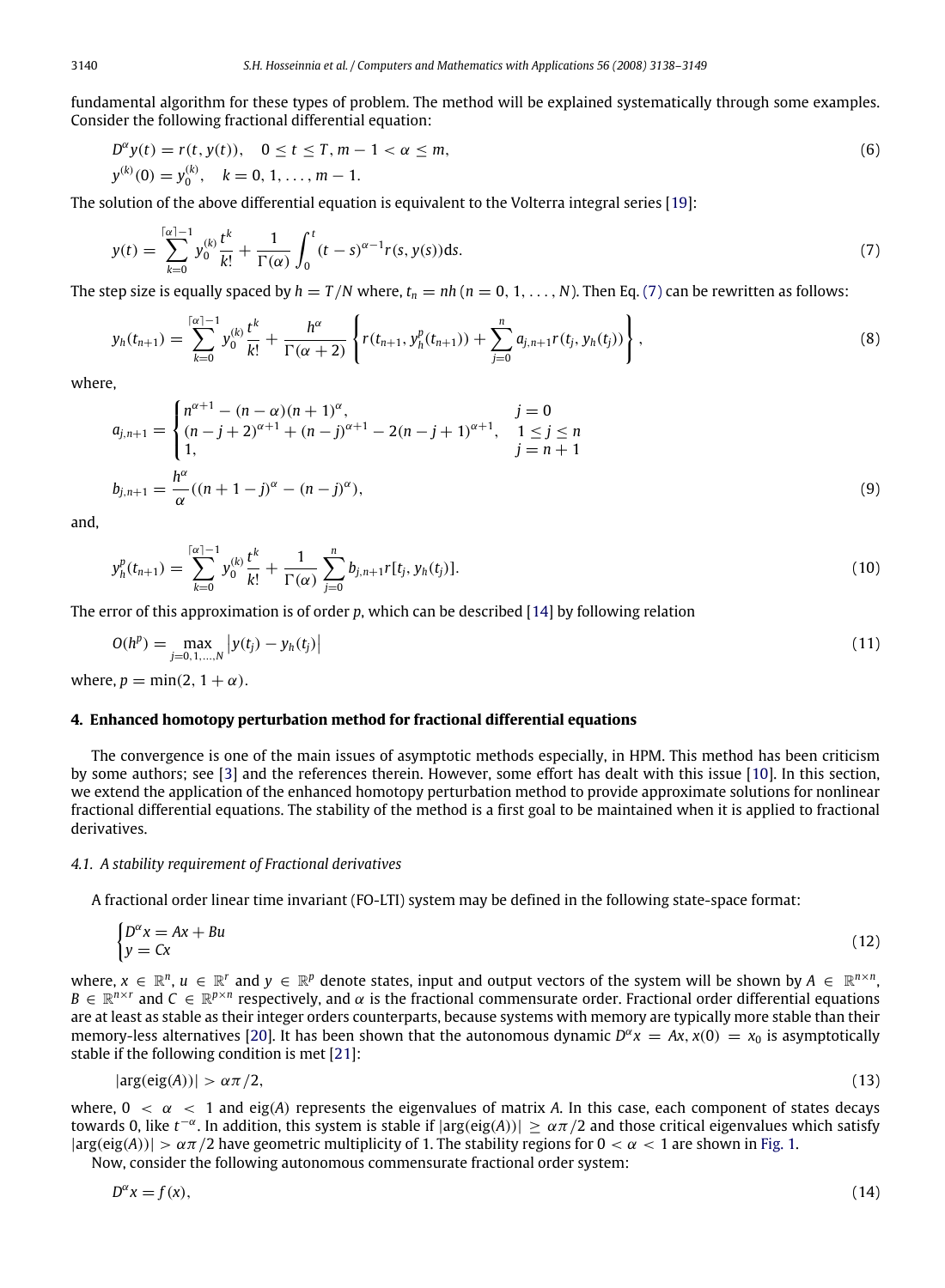fundamental algorithm for these types of problem. The method will be explained systematically through some examples. Consider the following fractional differential equation:

$$D^{\alpha}y(t) = r(t, y(t)), \quad 0 \le t \le T, m-1 < \alpha \le m, \qquad (6)$$

$$y^{(k)}(0) = y_0^{(k)}, \quad k = 0, 1, \ldots, m-1.$$

The solution of the above differential equation is equivalent to the Volterra integral series [19]:

$$y(t) = \sum_{k=0}^{\lceil \alpha \rceil - 1} y_0^{(k)} \frac{t^k}{k!} + \frac{1}{\Gamma(\alpha)} \int_0^t (t-s)^{\alpha-1} r(s, y(s)) \mathrm{d}s. \qquad (7)$$

The step size is equally spaced by $h = T/N$ where, $t_n = nh$ $(n = 0, 1, \ldots, N)$. Then Eq. (7) can be rewritten as follows:

$$y_h(t_{n+1}) = \sum_{k=0}^{\lceil \alpha \rceil - 1} y_0^{(k)} \frac{t^k}{k!} + \frac{h^{\alpha}}{\Gamma(\alpha+2)} \left\{ r(t_{n+1}, y_h^p(t_{n+1})) + \sum_{j=0}^{n} a_{j,n+1} r(t_j, y_h(t_j)) \right\}, \qquad (8)$$

where,

$$a_{j,n+1} = \begin{cases} n^{\alpha+1} - (n-\alpha)(n+1)^{\alpha}, & j = 0 \\ (n-j+2)^{\alpha+1} + (n-j)^{\alpha+1} - 2(n-j+1)^{\alpha+1}, & 1 \le j \le n \\ 1, & j = n+1 \end{cases}$$

$$b_{j,n+1} = \frac{h^{\alpha}}{\alpha}((n+1-j)^{\alpha} - (n-j)^{\alpha}), \qquad (9)$$

and,

$$y_h^p(t_{n+1}) = \sum_{k=0}^{\lceil \alpha \rceil - 1} y_0^{(k)} \frac{t^k}{k!} + \frac{1}{\Gamma(\alpha)} \sum_{j=0}^{n} b_{j,n+1} r[t_j, y_h(t_j)]. \qquad (10)$$

The error of this approximation is of order $p$, which can be described [14] by following relation

$$O(h^p) = \max_{j=0,1,\ldots,N} \left| y(t_j) - y_h(t_j) \right| \qquad (11)$$

where, $p = \min(2, 1+\alpha)$.

## 4. Enhanced homotopy perturbation method for fractional differential equations

The convergence is one of the main issues of asymptotic methods especially, in HPM. This method has been criticism by some authors; see [3] and the references therein. However, some effort has dealt with this issue [10]. In this section, we extend the application of the enhanced homotopy perturbation method to provide approximate solutions for nonlinear fractional differential equations. The stability of the method is a first goal to be maintained when it is applied to fractional derivatives.

### 4.1. A stability requirement of Fractional derivatives

A fractional order linear time invariant (FO-LTI) system may be defined in the following state-space format:

$$\begin{cases} D^{\alpha}x = Ax + Bu \\ y = Cx \end{cases} \qquad (12)$$

where, $x \in \mathbb{R}^n$, $u \in \mathbb{R}^r$ and $y \in \mathbb{R}^p$ denote states, input and output vectors of the system will be shown by $A \in \mathbb{R}^{n\times n}$, $B \in \mathbb{R}^{n\times r}$ and $C \in \mathbb{R}^{p\times n}$ respectively, and $\alpha$ is the fractional commensurate order. Fractional order differential equations are at least as stable as their integer orders counterparts, because systems with memory are typically more stable than their memory-less alternatives [20]. It has been shown that the autonomous dynamic $D^{\alpha}x = Ax$, $x(0) = x_0$ is asymptotically stable if the following condition is met [21]:

$$|\arg(\mathrm{eig}(A))| > \alpha\pi/2, \qquad (13)$$

where, $0 < \alpha < 1$ and $\mathrm{eig}(A)$ represents the eigenvalues of matrix $A$. In this case, each component of states decays towards 0, like $t^{-\alpha}$. In addition, this system is stable if $|\arg(\mathrm{eig}(A))| \ge \alpha\pi/2$ and those critical eigenvalues which satisfy $|\arg(\mathrm{eig}(A))| > \alpha\pi/2$ have geometric multiplicity of 1. The stability regions for $0 < \alpha < 1$ are shown in Fig. 1.

Now, consider the following autonomous commensurate fractional order system:

$$D^{\alpha}x = f(x), \qquad (14)$$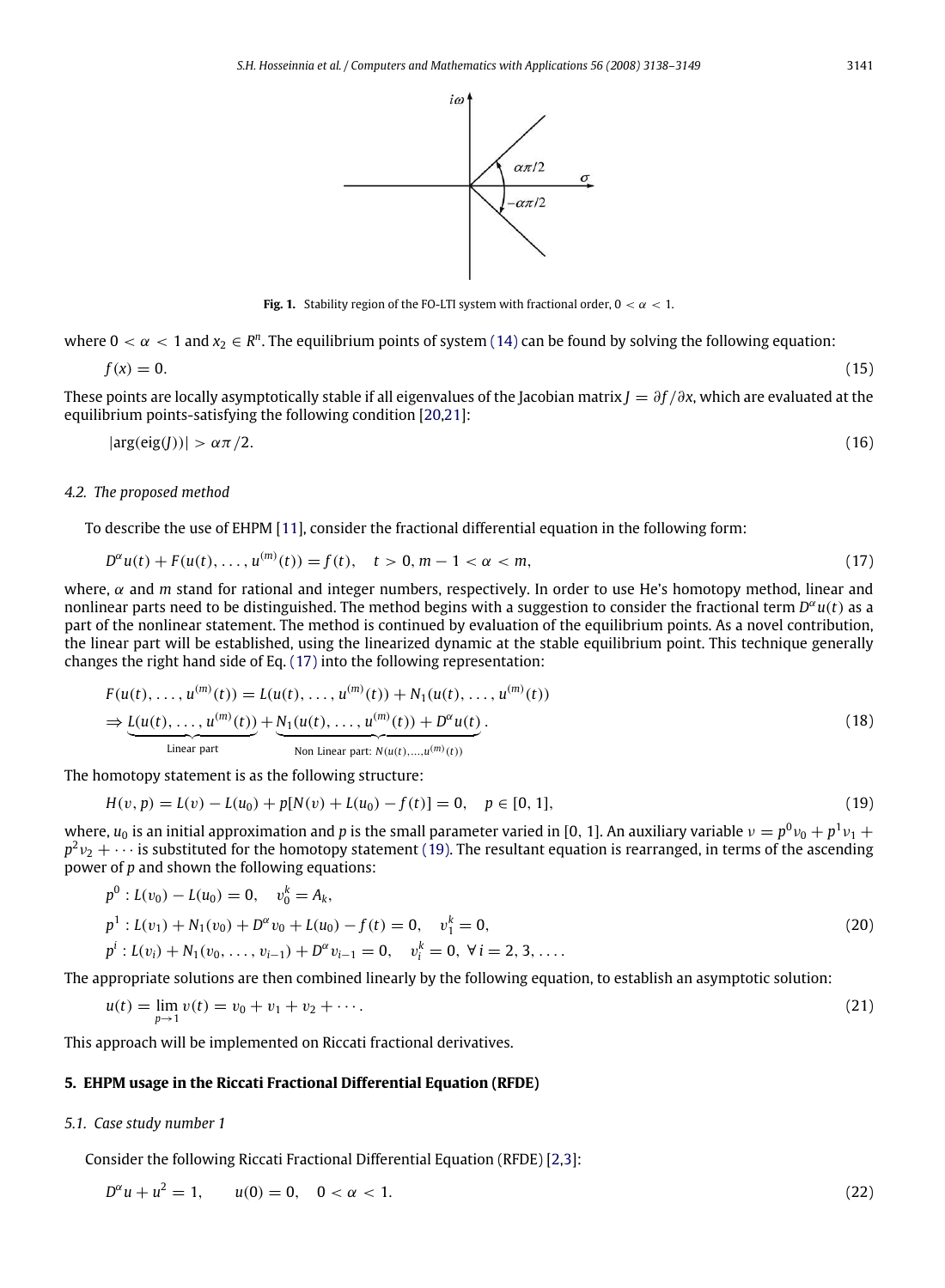**Fig. 1.** Stability region of the FO-LTI system with fractional order, $0 < \alpha < 1$.

where $0 < \alpha < 1$ and $x_2 \in R^n$. The equilibrium points of system (14) can be found by solving the following equation:

$$f(x) = 0. \tag{15}$$

These points are locally asymptotically stable if all eigenvalues of the Jacobian matrix $J = \partial f/\partial x$, which are evaluated at the equilibrium points-satisfying the following condition [20,21]:

$$|\arg(\mathrm{eig}(J))| > \alpha\pi/2. \tag{16}$$

### 4.2. The proposed method

To describe the use of EHPM [11], consider the fractional differential equation in the following form:

$$D^\alpha u(t) + F(u(t), \ldots, u^{(m)}(t)) = f(t), \quad t > 0, m - 1 < \alpha < m, \tag{17}$$

where, $\alpha$ and $m$ stand for rational and integer numbers, respectively. In order to use He's homotopy method, linear and nonlinear parts need to be distinguished. The method begins with a suggestion to consider the fractional term $D^\alpha u(t)$ as a part of the nonlinear statement. The method is continued by evaluation of the equilibrium points. As a novel contribution, the linear part will be established, using the linearized dynamic at the stable equilibrium point. This technique generally changes the right hand side of Eq. (17) into the following representation:

$$\begin{aligned} &F(u(t), \ldots, u^{(m)}(t)) = L(u(t), \ldots, u^{(m)}(t)) + N_1(u(t), \ldots, u^{(m)}(t)) \\ &\Rightarrow \underbrace{L(u(t), \ldots, u^{(m)}(t))}_{\text{Linear part}} + \underbrace{N_1(u(t), \ldots, u^{(m)}(t)) + D^\alpha u(t)}_{\text{Non Linear part: } N(u(t), \ldots, u^{(m)}(t))}. \end{aligned} \tag{18}$$

The homotopy statement is as the following structure:

$$H(v, p) = L(v) - L(u_0) + p[N(v) + L(u_0) - f(t)] = 0, \quad p \in [0, 1], \tag{19}$$

where, $u_0$ is an initial approximation and $p$ is the small parameter varied in $[0, 1]$. An auxiliary variable $v = p^0 v_0 + p^1 v_1 + p^2 v_2 + \cdots$ is substituted for the homotopy statement (19). The resultant equation is rearranged, in terms of the ascending power of $p$ and shown the following equations:

$$\begin{aligned} &p^0 : L(v_0) - L(u_0) = 0, \quad v_0^k = A_k, \\ &p^1 : L(v_1) + N_1(v_0) + D^\alpha v_0 + L(u_0) - f(t) = 0, \quad v_1^k = 0, \\ &p^i : L(v_i) + N_1(v_0, \ldots, v_{i-1}) + D^\alpha v_{i-1} = 0, \quad v_i^k = 0, \ \forall i = 2, 3, \ldots. \end{aligned} \tag{20}$$

The appropriate solutions are then combined linearly by the following equation, to establish an asymptotic solution:

$$u(t) = \lim_{p \to 1} v(t) = v_0 + v_1 + v_2 + \cdots. \tag{21}$$

This approach will be implemented on Riccati fractional derivatives.

## 5. EHPM usage in the Riccati Fractional Differential Equation (RFDE)

### 5.1. Case study number 1

Consider the following Riccati Fractional Differential Equation (RFDE) [2,3]:

$$D^\alpha u + u^2 = 1, \qquad u(0) = 0, \quad 0 < \alpha < 1. \tag{22}$$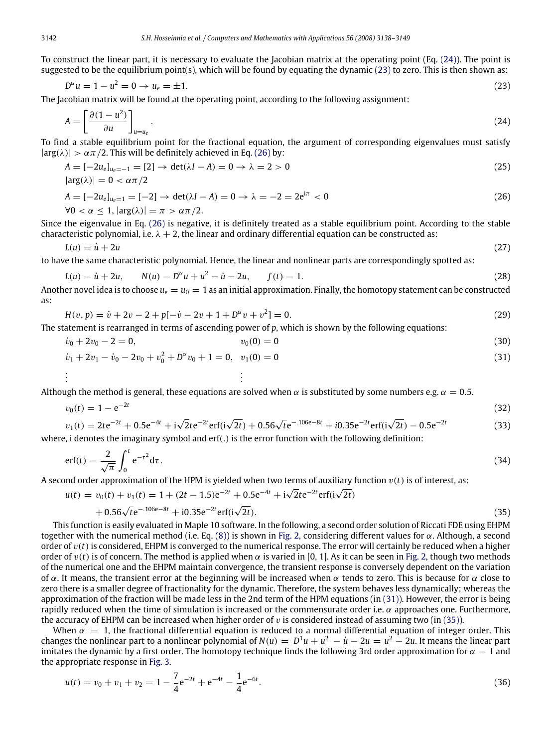To construct the linear part, it is necessary to evaluate the Jacobian matrix at the operating point (Eq. (24)). The point is suggested to be the equilibrium point(s), which will be found by equating the dynamic (23) to zero. This is then shown as:

$$D^{\alpha}u = 1 - u^2 = 0 \rightarrow u_e = \pm 1. \tag{23}$$

The Jacobian matrix will be found at the operating point, according to the following assignment:

$$A = \left[\frac{\partial(1-u^2)}{\partial u}\right]_{u=u_e}. \tag{24}$$

To find a stable equilibrium point for the fractional equation, the argument of corresponding eigenvalues must satisfy $|\arg(\lambda)| > \alpha\pi/2$. This will be definitely achieved in Eq. (26) by:

$$A = [-2u_e]_{u_e=-1} = [2] \rightarrow \det(\lambda I - A) = 0 \rightarrow \lambda = 2 > 0 \tag{25}$$

$$|\arg(\lambda)| = 0 < \alpha\pi/2$$

$$A = [-2u_e]_{u_e=1} = [-2] \rightarrow \det(\lambda I - A) = 0 \rightarrow \lambda = -2 = 2e^{i\pi} < 0 \tag{26}$$

$$\forall 0 < \alpha \leq 1, |\arg(\lambda)| = \pi > \alpha\pi/2.$$

Since the eigenvalue in Eq. (26) is negative, it is definitely treated as a stable equilibrium point. According to the stable characteristic polynomial, i.e. $\lambda + 2$, the linear and ordinary differential equation can be constructed as:

$$L(u) = \dot{u} + 2u \tag{27}$$

to have the same characteristic polynomial. Hence, the linear and nonlinear parts are correspondingly spotted as:

$$L(u) = \dot{u} + 2u, \qquad N(u) = D^{\alpha}u + u^2 - \dot{u} - 2u, \qquad f(t) = 1. \tag{28}$$

Another novel idea is to choose $u_e = u_0 = 1$ as an initial approximation. Finally, the homotopy statement can be constructed as:

$$H(v, p) = \dot{v} + 2v - 2 + p[-\dot{v} - 2v + 1 + D^{\alpha}v + v^2] = 0. \tag{29}$$

The statement is rearranged in terms of ascending power of $p$, which is shown by the following equations:

$$\dot{v}_0 + 2v_0 - 2 = 0, \qquad v_0(0) = 0 \tag{30}$$

$$\dot{v}_1 + 2v_1 - \dot{v}_0 - 2v_0 + v_0^2 + D^{\alpha}v_0 + 1 = 0, \quad v_1(0) = 0 \tag{31}$$

$$\vdots \qquad \vdots$$

Although the method is general, these equations are solved when $\alpha$ is substituted by some numbers e.g. $\alpha = 0.5$.

$$v_0(t) = 1 - e^{-2t} \tag{32}$$

$$v_1(t) = 2te^{-2t} + 0.5e^{-4t} + i\sqrt{2}te^{-2t}\text{erf}(i\sqrt{2t}) + 0.56\sqrt{t}e^{-.106e-8t} + i0.35e^{-2t}\text{erf}(i\sqrt{2t}) - 0.5e^{-2t} \tag{33}$$

where, i denotes the imaginary symbol and erf(.) is the error function with the following definition:

$$\text{erf}(t) = \frac{2}{\sqrt{\pi}}\int_0^t e^{-\tau^2}d\tau. \tag{34}$$

A second order approximation of the HPM is yielded when two terms of auxiliary function $v(t)$ is of interest, as:

$$u(t) = v_0(t) + v_1(t) = 1 + (2t - 1.5)e^{-2t} + 0.5e^{-4t} + i\sqrt{2}te^{-2t}\text{erf}(i\sqrt{2t})$$
$$+ 0.56\sqrt{t}e^{-.106e-8t} + i0.35e^{-2t}\text{erf}(i\sqrt{2t}). \tag{35}$$

This function is easily evaluated in Maple 10 software. In the following, a second order solution of Riccati FDE using EHPM together with the numerical method (i.e. Eq. (8)) is shown in Fig. 2, considering different values for $\alpha$. Although, a second order of $v(t)$ is considered, EHPM is converged to the numerical response. The error will certainly be reduced when a higher order of $v(t)$ is of concern. The method is applied when $\alpha$ is varied in [0, 1]. As it can be seen in Fig. 2, though two methods of the numerical one and the EHPM maintain convergence, the transient response is conversely dependent on the variation of $\alpha$. It means, the transient error at the beginning will be increased when $\alpha$ tends to zero. This is because for $\alpha$ close to zero there is a smaller degree of fractionality for the dynamic. Therefore, the system behaves less dynamically; whereas the approximation of the fraction will be made less in the 2nd term of the HPM equations (in (31)). However, the error is being rapidly reduced when the time of simulation is increased or the commensurate order i.e. $\alpha$ approaches one. Furthermore, the accuracy of EHPM can be increased when higher order of $v$ is considered instead of assuming two (in (35)).

When $\alpha = 1$, the fractional differential equation is reduced to a normal differential equation of integer order. This changes the nonlinear part to a nonlinear polynomial of $N(u) = D^1u + u^2 - \dot{u} - 2u = u^2 - 2u$. It means the linear part imitates the dynamic by a first order. The homotopy technique finds the following 3rd order approximation for $\alpha = 1$ and the appropriate response in Fig. 3.

$$u(t) = v_0 + v_1 + v_2 = 1 - \frac{7}{4}e^{-2t} + e^{-4t} - \frac{1}{4}e^{-6t}. \tag{36}$$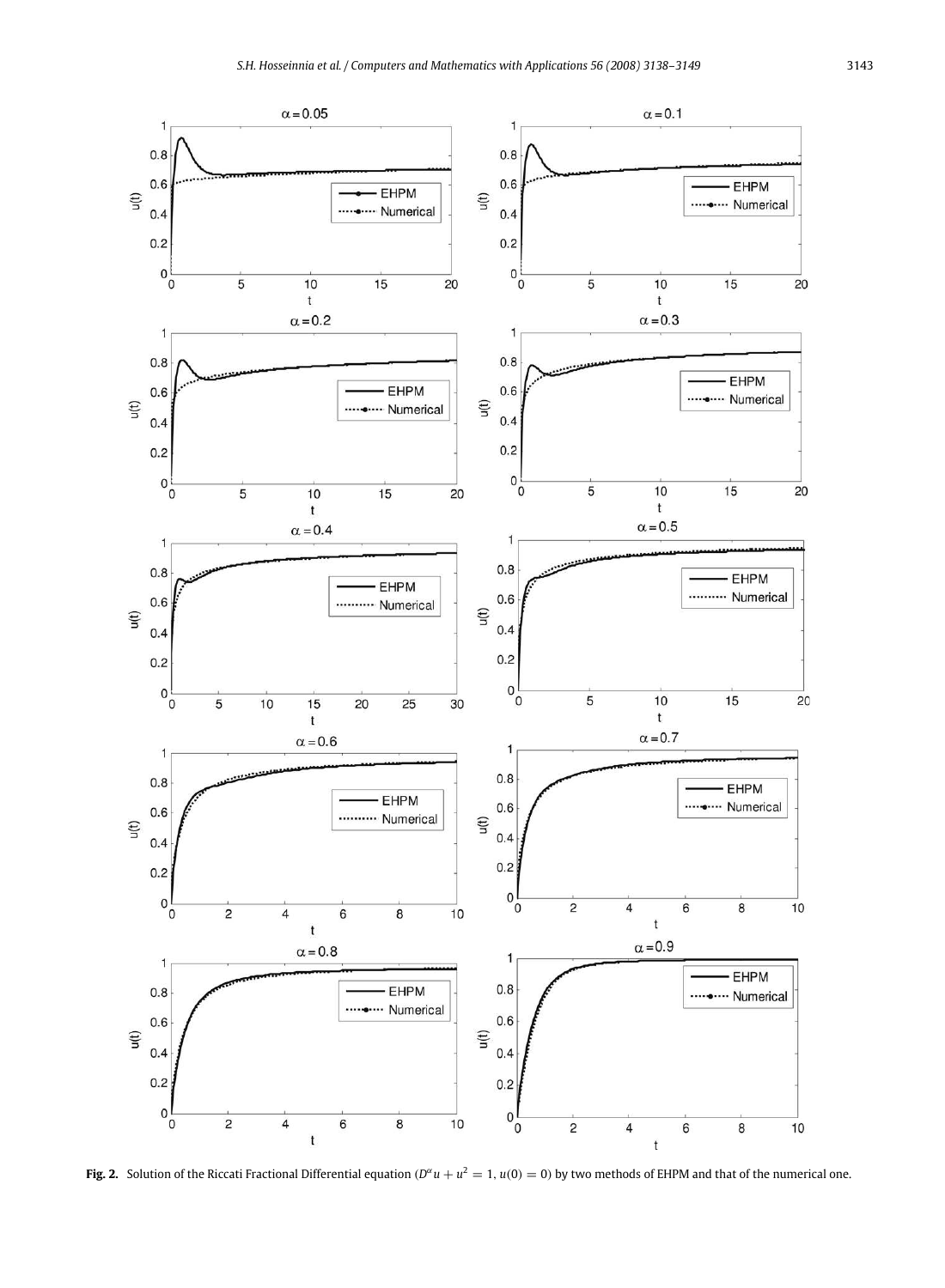**Fig. 2.** Solution of the Riccati Fractional Differential equation ($D^{\alpha}u + u^2 = 1$, $u(0) = 0$) by two methods of EHPM and that of the numerical one.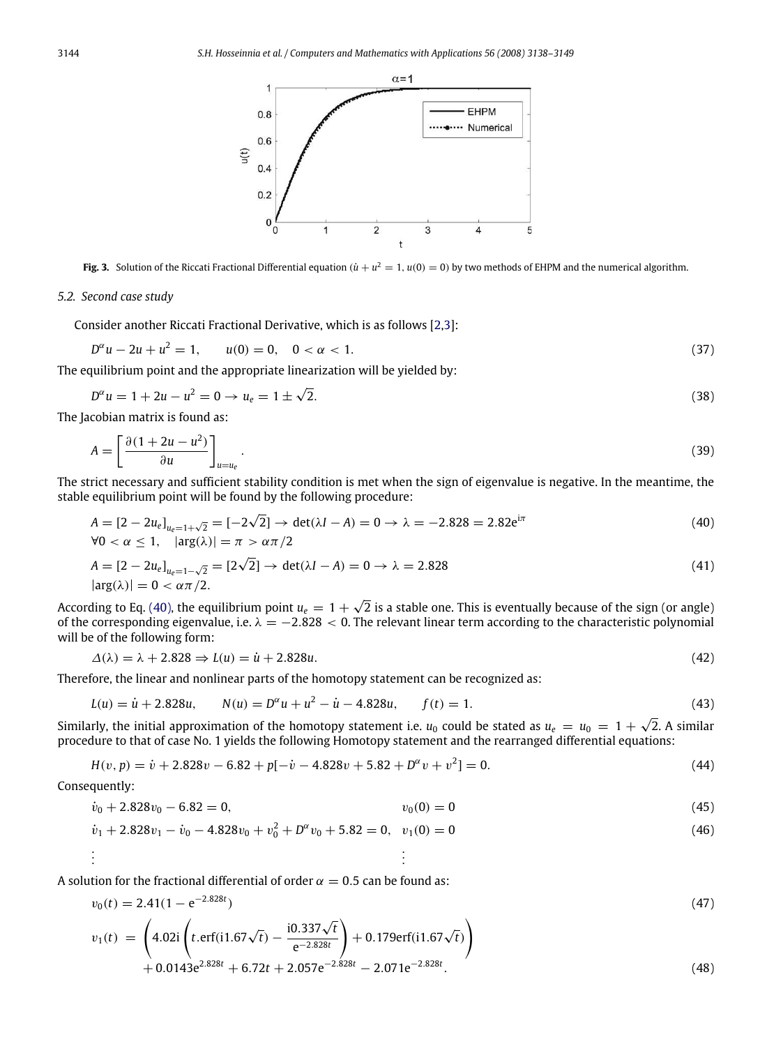Fig. 3. Solution of the Riccati Fractional Differential equation ($\dot{u} + u^2 = 1$, $u(0) = 0$) by two methods of EHPM and the numerical algorithm.

### 5.2. Second case study

Consider another Riccati Fractional Derivative, which is as follows [2,3]:

$$D^\alpha u - 2u + u^2 = 1, \qquad u(0) = 0, \quad 0 < \alpha < 1. \tag{37}$$

The equilibrium point and the appropriate linearization will be yielded by:

$$D^\alpha u = 1 + 2u - u^2 = 0 \to u_e = 1 \pm \sqrt{2}. \tag{38}$$

The Jacobian matrix is found as:

$$A = \left[ \frac{\partial(1 + 2u - u^2)}{\partial u} \right]_{u=u_e}. \tag{39}$$

The strict necessary and sufficient stability condition is met when the sign of eigenvalue is negative. In the meantime, the stable equilibrium point will be found by the following procedure:

$$A = [2 - 2u_e]_{u_e = 1+\sqrt{2}} = [-2\sqrt{2}] \to \det(\lambda I - A) = 0 \to \lambda = -2.828 = 2.82\mathrm{e}^{\mathrm{i}\pi} \tag{40}$$
$$\forall 0 < \alpha \leq 1, \quad |\arg(\lambda)| = \pi > \alpha\pi/2$$

$$A = [2 - 2u_e]_{u_e = 1-\sqrt{2}} = [2\sqrt{2}] \to \det(\lambda I - A) = 0 \to \lambda = 2.828 \tag{41}$$
$$|\arg(\lambda)| = 0 < \alpha\pi/2.$$

According to Eq. (40), the equilibrium point $u_e = 1 + \sqrt{2}$ is a stable one. This is eventually because of the sign (or angle) of the corresponding eigenvalue, i.e. $\lambda = -2.828 < 0$. The relevant linear term according to the characteristic polynomial will be of the following form:

$$\Delta(\lambda) = \lambda + 2.828 \Rightarrow L(u) = \dot{u} + 2.828u. \tag{42}$$

Therefore, the linear and nonlinear parts of the homotopy statement can be recognized as:

$$L(u) = \dot{u} + 2.828u, \qquad N(u) = D^\alpha u + u^2 - \dot{u} - 4.828u, \qquad f(t) = 1. \tag{43}$$

Similarly, the initial approximation of the homotopy statement i.e. $u_0$ could be stated as $u_e = u_0 = 1 + \sqrt{2}$. A similar procedure to that of case No. 1 yields the following Homotopy statement and the rearranged differential equations:

$$H(v, p) = \dot{v} + 2.828v - 6.82 + p[-\dot{v} - 4.828v + 5.82 + D^\alpha v + v^2] = 0. \tag{44}$$

Consequently:

$$\dot{v}_0 + 2.828v_0 - 6.82 = 0, \qquad v_0(0) = 0 \tag{45}$$

$$\dot{v}_1 + 2.828v_1 - \dot{v}_0 - 4.828v_0 + v_0^2 + D^\alpha v_0 + 5.82 = 0, \quad v_1(0) = 0 \tag{46}$$

$$\vdots \qquad\qquad \vdots$$

A solution for the fractional differential of order $\alpha = 0.5$ can be found as:

$$v_0(t) = 2.41(1 - \mathrm{e}^{-2.828t}) \tag{47}$$

$$v_1(t) = \left( 4.02\mathrm{i} \left( t.\mathrm{erf}(\mathrm{i}1.67\sqrt{t}) - \frac{\mathrm{i}0.337\sqrt{t}}{\mathrm{e}^{-2.828t}} \right) + 0.179\mathrm{erf}(\mathrm{i}1.67\sqrt{t}) \right)$$
$$+ 0.0143\mathrm{e}^{2.828t} + 6.72t + 2.057\mathrm{e}^{-2.828t} - 2.071\mathrm{e}^{-2.828t}. \tag{48}$$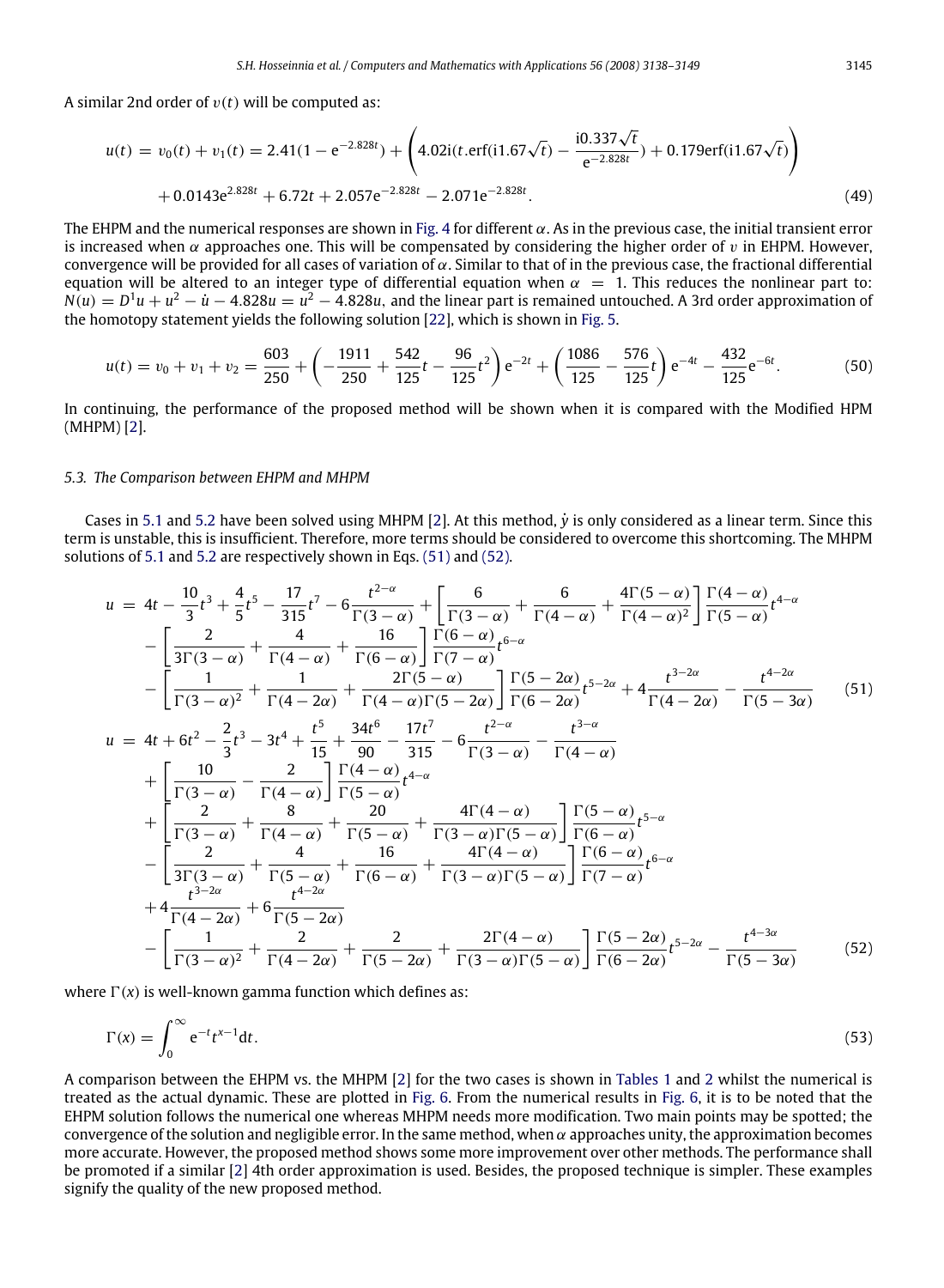A similar 2nd order of $v(t)$ will be computed as:

$$
\begin{aligned}
u(t) = v_0(t) + v_1(t) &= 2.41(1 - \mathrm{e}^{-2.828t}) + \left(4.02\mathrm{i}(t.\mathrm{erf}(\mathrm{i}1.67\sqrt{t}) - \frac{\mathrm{i}0.337\sqrt{t}}{\mathrm{e}^{-2.828t}}) + 0.179\mathrm{erf}(\mathrm{i}1.67\sqrt{t})\right) \\
&\quad + 0.0143\mathrm{e}^{2.828t} + 6.72t + 2.057\mathrm{e}^{-2.828t} - 2.071\mathrm{e}^{-2.828t}.
\end{aligned} \tag{49}
$$

The EHPM and the numerical responses are shown in Fig. 4 for different $\alpha$. As in the previous case, the initial transient error is increased when $\alpha$ approaches one. This will be compensated by considering the higher order of $v$ in EHPM. However, convergence will be provided for all cases of variation of $\alpha$. Similar to that of in the previous case, the fractional differential equation will be altered to an integer type of differential equation when $\alpha = 1$. This reduces the nonlinear part to: $N(u) = D^1u + u^2 - \dot{u} - 4.828u = u^2 - 4.828u$, and the linear part is remained untouched. A 3rd order approximation of the homotopy statement yields the following solution [22], which is shown in Fig. 5.

$$
u(t) = v_0 + v_1 + v_2 = \frac{603}{250} + \left(-\frac{1911}{250} + \frac{542}{125}t - \frac{96}{125}t^2\right)\mathrm{e}^{-2t} + \left(\frac{1086}{125} - \frac{576}{125}t\right)\mathrm{e}^{-4t} - \frac{432}{125}\mathrm{e}^{-6t}. \tag{50}
$$

In continuing, the performance of the proposed method will be shown when it is compared with the Modified HPM (MHPM) [2].

### 5.3. The Comparison between EHPM and MHPM

Cases in 5.1 and 5.2 have been solved using MHPM [2]. At this method, $\dot{y}$ is only considered as a linear term. Since this term is unstable, this is insufficient. Therefore, more terms should be considered to overcome this shortcoming. The MHPM solutions of 5.1 and 5.2 are respectively shown in Eqs. (51) and (52).

$$
\begin{aligned}
u = {} & 4t - \frac{10}{3}t^3 + \frac{4}{5}t^5 - \frac{17}{315}t^7 - 6\frac{t^{2-\alpha}}{\Gamma(3-\alpha)} + \left[\frac{6}{\Gamma(3-\alpha)} + \frac{6}{\Gamma(4-\alpha)} + \frac{4\Gamma(5-\alpha)}{\Gamma(4-\alpha)^2}\right]\frac{\Gamma(4-\alpha)}{\Gamma(5-\alpha)}t^{4-\alpha} \\
& - \left[\frac{2}{3\Gamma(3-\alpha)} + \frac{4}{\Gamma(4-\alpha)} + \frac{16}{\Gamma(6-\alpha)}\right]\frac{\Gamma(6-\alpha)}{\Gamma(7-\alpha)}t^{6-\alpha} \\
& - \left[\frac{1}{\Gamma(3-\alpha)^2} + \frac{1}{\Gamma(4-2\alpha)} + \frac{2\Gamma(5-\alpha)}{\Gamma(4-\alpha)\Gamma(5-2\alpha)}\right]\frac{\Gamma(5-2\alpha)}{\Gamma(6-2\alpha)}t^{5-2\alpha} + 4\frac{t^{3-2\alpha}}{\Gamma(4-2\alpha)} - \frac{t^{4-2\alpha}}{\Gamma(5-3\alpha)}
\end{aligned} \tag{51}
$$

$$
\begin{aligned}
u = {} & 4t + 6t^2 - \frac{2}{3}t^3 - 3t^4 + \frac{t^5}{15} + \frac{34t^6}{90} - \frac{17t^7}{315} - 6\frac{t^{2-\alpha}}{\Gamma(3-\alpha)} - \frac{t^{3-\alpha}}{\Gamma(4-\alpha)} \\
& + \left[\frac{10}{\Gamma(3-\alpha)} - \frac{2}{\Gamma(4-\alpha)}\right]\frac{\Gamma(4-\alpha)}{\Gamma(5-\alpha)}t^{4-\alpha} \\
& + \left[\frac{2}{\Gamma(3-\alpha)} + \frac{8}{\Gamma(4-\alpha)} + \frac{20}{\Gamma(5-\alpha)} + \frac{4\Gamma(4-\alpha)}{\Gamma(3-\alpha)\Gamma(5-\alpha)}\right]\frac{\Gamma(5-\alpha)}{\Gamma(6-\alpha)}t^{5-\alpha} \\
& - \left[\frac{2}{3\Gamma(3-\alpha)} + \frac{4}{\Gamma(5-\alpha)} + \frac{16}{\Gamma(6-\alpha)} + \frac{4\Gamma(4-\alpha)}{\Gamma(3-\alpha)\Gamma(5-\alpha)}\right]\frac{\Gamma(6-\alpha)}{\Gamma(7-\alpha)}t^{6-\alpha} \\
& + 4\frac{t^{3-2\alpha}}{\Gamma(4-2\alpha)} + 6\frac{t^{4-2\alpha}}{\Gamma(5-2\alpha)} \\
& - \left[\frac{1}{\Gamma(3-\alpha)^2} + \frac{2}{\Gamma(4-2\alpha)} + \frac{2}{\Gamma(5-2\alpha)} + \frac{2\Gamma(4-\alpha)}{\Gamma(3-\alpha)\Gamma(5-\alpha)}\right]\frac{\Gamma(5-2\alpha)}{\Gamma(6-2\alpha)}t^{5-2\alpha} - \frac{t^{4-3\alpha}}{\Gamma(5-3\alpha)}
\end{aligned} \tag{52}
$$

where $\Gamma(x)$ is well-known gamma function which defines as:

$$
\Gamma(x) = \int_0^\infty \mathrm{e}^{-t}t^{x-1}\mathrm{d}t. \tag{53}
$$

A comparison between the EHPM vs. the MHPM [2] for the two cases is shown in Tables 1 and 2 whilst the numerical is treated as the actual dynamic. These are plotted in Fig. 6. From the numerical results in Fig. 6, it is to be noted that the EHPM solution follows the numerical one whereas MHPM needs more modification. Two main points may be spotted; the convergence of the solution and negligible error. In the same method, when $\alpha$ approaches unity, the approximation becomes more accurate. However, the proposed method shows some more improvement over other methods. The performance shall be promoted if a similar [2] 4th order approximation is used. Besides, the proposed technique is simpler. These examples signify the quality of the new proposed method.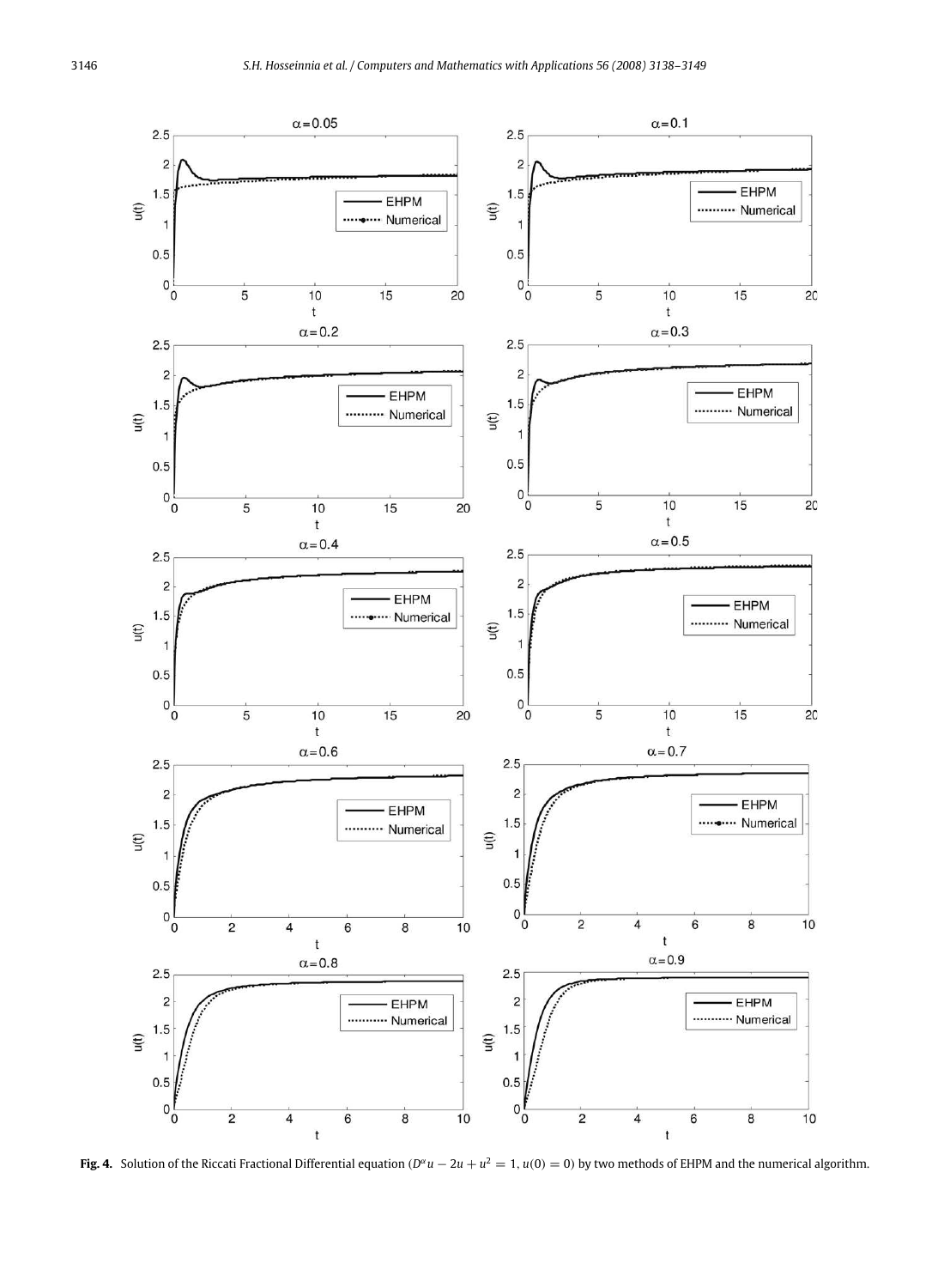**Fig. 4.** Solution of the Riccati Fractional Differential equation ($D^{\alpha}u - 2u + u^2 = 1$, $u(0) = 0$) by two methods of EHPM and the numerical algorithm.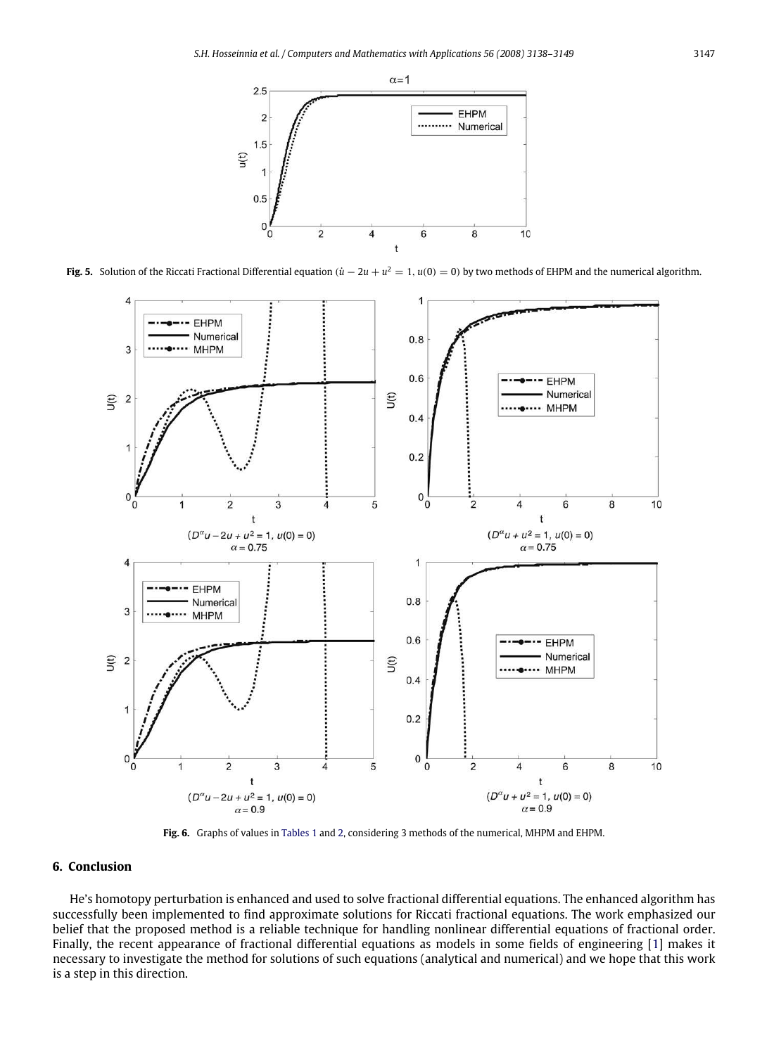**Fig. 5.** Solution of the Riccati Fractional Differential equation ($\dot{u} - 2u + u^2 = 1$, $u(0) = 0$) by two methods of EHPM and the numerical algorithm.

($D^{\alpha}u - 2u + u^2 = 1$, $u(0) = 0$) $\alpha = 0.75$

($D^{\alpha}u + u^2 = 1$, $u(0) = 0$) $\alpha = 0.75$

($D^{\alpha}u - 2u + u^2 = 1$, $u(0) = 0$) $\alpha = 0.9$

($D^{\alpha}u + u^2 = 1$, $u(0) = 0$) $\alpha = 0.9$

**Fig. 6.** Graphs of values in Tables 1 and 2, considering 3 methods of the numerical, MHPM and EHPM.

## 6. Conclusion

He's homotopy perturbation is enhanced and used to solve fractional differential equations. The enhanced algorithm has successfully been implemented to find approximate solutions for Riccati fractional equations. The work emphasized our belief that the proposed method is a reliable technique for handling nonlinear differential equations of fractional order. Finally, the recent appearance of fractional differential equations as models in some fields of engineering [1] makes it necessary to investigate the method for solutions of such equations (analytical and numerical) and we hope that this work is a step in this direction.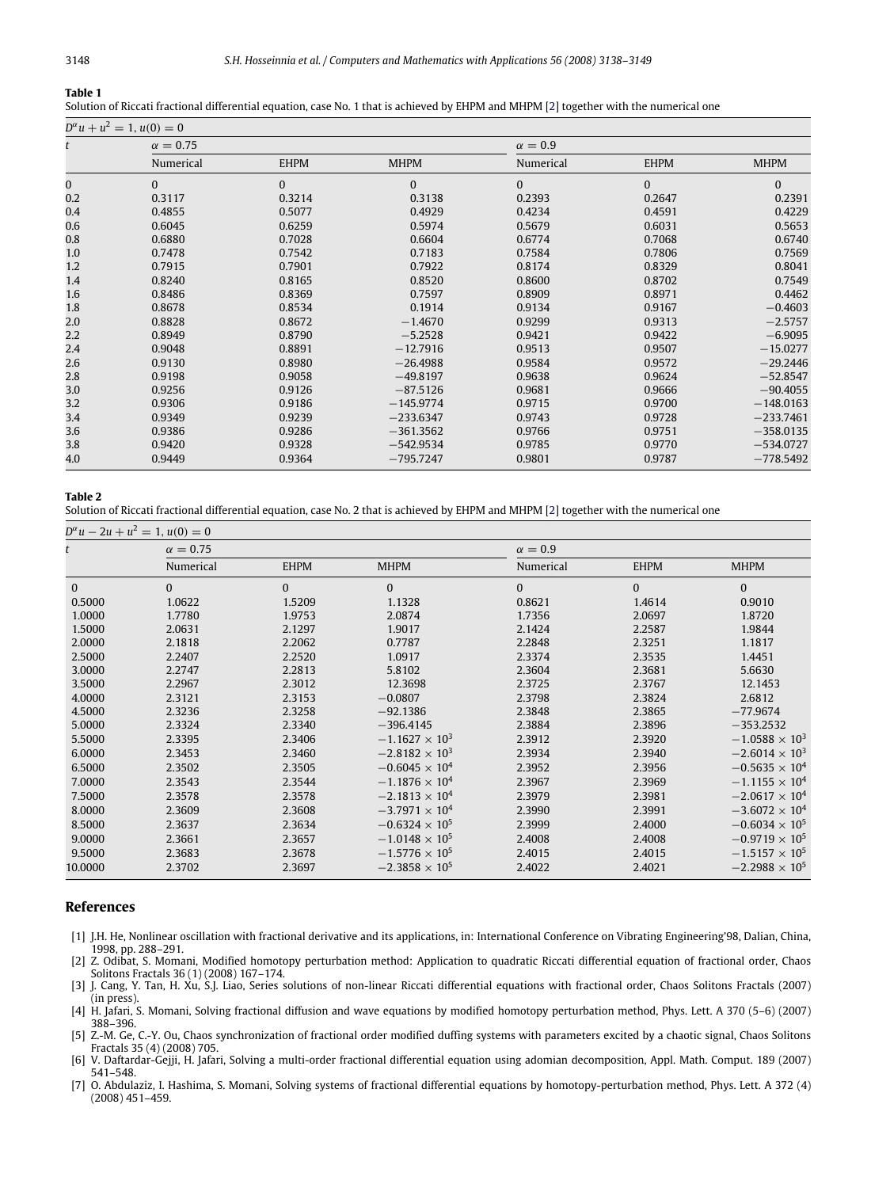**Table 1**

Solution of Riccati fractional differential equation, case No. 1 that is achieved by EHPM and MHPM [2] together with the numerical one

| $D^{\alpha}u + u^2 = 1,\ u(0) = 0$ | | | | | | |
|---|---|---|---|---|---|---|
| $t$ | $\alpha = 0.75$ | | | $\alpha = 0.9$ | | |
| | Numerical | EHPM | MHPM | Numerical | EHPM | MHPM |
| 0 | 0 | 0 | 0 | 0 | 0 | 0 |
| 0.2 | 0.3117 | 0.3214 | 0.3138 | 0.2393 | 0.2647 | 0.2391 |
| 0.4 | 0.4855 | 0.5077 | 0.4929 | 0.4234 | 0.4591 | 0.4229 |
| 0.6 | 0.6045 | 0.6259 | 0.5974 | 0.5679 | 0.6031 | 0.5653 |
| 0.8 | 0.6880 | 0.7028 | 0.6604 | 0.6774 | 0.7068 | 0.6740 |
| 1.0 | 0.7478 | 0.7542 | 0.7183 | 0.7584 | 0.7806 | 0.7569 |
| 1.2 | 0.7915 | 0.7901 | 0.7922 | 0.8174 | 0.8329 | 0.8041 |
| 1.4 | 0.8240 | 0.8165 | 0.8520 | 0.8600 | 0.8702 | 0.7549 |
| 1.6 | 0.8486 | 0.8369 | 0.7597 | 0.8909 | 0.8971 | 0.4462 |
| 1.8 | 0.8678 | 0.8534 | 0.1914 | 0.9134 | 0.9167 | −0.4603 |
| 2.0 | 0.8828 | 0.8672 | −1.4670 | 0.9299 | 0.9313 | −2.5757 |
| 2.2 | 0.8949 | 0.8790 | −5.2528 | 0.9421 | 0.9422 | −6.9095 |
| 2.4 | 0.9048 | 0.8891 | −12.7916 | 0.9513 | 0.9507 | −15.0277 |
| 2.6 | 0.9130 | 0.8980 | −26.4988 | 0.9584 | 0.9572 | −29.2446 |
| 2.8 | 0.9198 | 0.9058 | −49.8197 | 0.9638 | 0.9624 | −52.8547 |
| 3.0 | 0.9256 | 0.9126 | −87.5126 | 0.9681 | 0.9666 | −90.4055 |
| 3.2 | 0.9306 | 0.9186 | −145.9774 | 0.9715 | 0.9700 | −148.0163 |
| 3.4 | 0.9349 | 0.9239 | −233.6347 | 0.9743 | 0.9728 | −233.7461 |
| 3.6 | 0.9386 | 0.9286 | −361.3562 | 0.9766 | 0.9751 | −358.0135 |
| 3.8 | 0.9420 | 0.9328 | −542.9534 | 0.9785 | 0.9770 | −534.0727 |
| 4.0 | 0.9449 | 0.9364 | −795.7247 | 0.9801 | 0.9787 | −778.5492 |

**Table 2**

Solution of Riccati fractional differential equation, case No. 2 that is achieved by EHPM and MHPM [2] together with the numerical one

| $D^{\alpha}u - 2u + u^2 = 1,\ u(0) = 0$ | | | | | | |
|---|---|---|---|---|---|---|
| $t$ | $\alpha = 0.75$ | | | $\alpha = 0.9$ | | |
| | Numerical | EHPM | MHPM | Numerical | EHPM | MHPM |
| 0 | 0 | 0 | 0 | 0 | 0 | 0 |
| 0.5000 | 1.0622 | 1.5209 | 1.1328 | 0.8621 | 1.4614 | 0.9010 |
| 1.0000 | 1.7780 | 1.9753 | 2.0874 | 1.7356 | 2.0697 | 1.8720 |
| 1.5000 | 2.0631 | 2.1297 | 1.9017 | 2.1424 | 2.2587 | 1.9844 |
| 2.0000 | 2.1818 | 2.2062 | 0.7787 | 2.2848 | 2.3251 | 1.1817 |
| 2.5000 | 2.2407 | 2.2520 | 1.0917 | 2.3374 | 2.3535 | 1.4451 |
| 3.0000 | 2.2747 | 2.2813 | 5.8102 | 2.3604 | 2.3681 | 5.6630 |
| 3.5000 | 2.2967 | 2.3012 | 12.3698 | 2.3725 | 2.3767 | 12.1453 |
| 4.0000 | 2.3121 | 2.3153 | −0.0807 | 2.3798 | 2.3824 | 2.6812 |
| 4.5000 | 2.3236 | 2.3258 | −92.1386 | 2.3848 | 2.3865 | −77.9674 |
| 5.0000 | 2.3324 | 2.3340 | −396.4145 | 2.3884 | 2.3896 | −353.2532 |
| 5.5000 | 2.3395 | 2.3406 | $-1.1627 \times 10^3$ | 2.3912 | 2.3920 | $-1.0588 \times 10^3$ |
| 6.0000 | 2.3453 | 2.3460 | $-2.8182 \times 10^3$ | 2.3934 | 2.3940 | $-2.6014 \times 10^3$ |
| 6.5000 | 2.3502 | 2.3505 | $-0.6045 \times 10^4$ | 2.3952 | 2.3956 | $-0.5635 \times 10^4$ |
| 7.0000 | 2.3543 | 2.3544 | $-1.1876 \times 10^4$ | 2.3967 | 2.3969 | $-1.1155 \times 10^4$ |
| 7.5000 | 2.3578 | 2.3578 | $-2.1813 \times 10^4$ | 2.3979 | 2.3981 | $-2.0617 \times 10^4$ |
| 8.0000 | 2.3609 | 2.3608 | $-3.7971 \times 10^4$ | 2.3990 | 2.3991 | $-3.6072 \times 10^4$ |
| 8.5000 | 2.3637 | 2.3634 | $-0.6324 \times 10^5$ | 2.3999 | 2.4000 | $-0.6034 \times 10^5$ |
| 9.0000 | 2.3661 | 2.3657 | $-1.0148 \times 10^5$ | 2.4008 | 2.4008 | $-0.9719 \times 10^5$ |
| 9.5000 | 2.3683 | 2.3678 | $-1.5776 \times 10^5$ | 2.4015 | 2.4015 | $-1.5157 \times 10^5$ |
| 10.0000 | 2.3702 | 2.3697 | $-2.3858 \times 10^5$ | 2.4022 | 2.4021 | $-2.2988 \times 10^5$ |

## References

[1] J.H. He, Nonlinear oscillation with fractional derivative and its applications, in: International Conference on Vibrating Engineering'98, Dalian, China, 1998, pp. 288–291.

[2] Z. Odibat, S. Momani, Modified homotopy perturbation method: Application to quadratic Riccati differential equation of fractional order, Chaos Solitons Fractals 36 (1) (2008) 167–174.

[3] J. Cang, Y. Tan, H. Xu, S.J. Liao, Series solutions of non-linear Riccati differential equations with fractional order, Chaos Solitons Fractals (2007) (in press).

[4] H. Jafari, S. Momani, Solving fractional diffusion and wave equations by modified homotopy perturbation method, Phys. Lett. A 370 (5–6) (2007) 388–396.

[5] Z.-M. Ge, C.-Y. Ou, Chaos synchronization of fractional order modified duffing systems with parameters excited by a chaotic signal, Chaos Solitons Fractals 35 (4) (2008) 705.

[6] V. Daftardar-Gejji, H. Jafari, Solving a multi-order fractional differential equation using adomian decomposition, Appl. Math. Comput. 189 (2007) 541–548.

[7] O. Abdulaziz, I. Hashima, S. Momani, Solving systems of fractional differential equations by homotopy-perturbation method, Phys. Lett. A 372 (4) (2008) 451–459.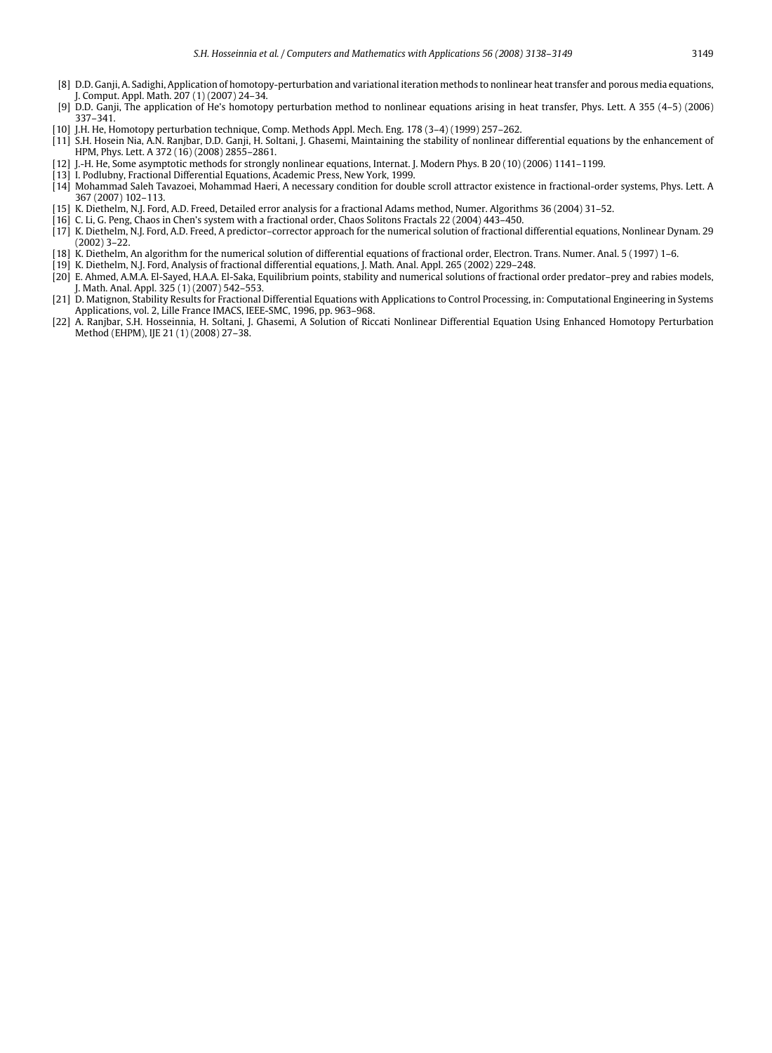[8] D.D. Ganji, A. Sadighi, Application of homotopy-perturbation and variational iteration methods to nonlinear heat transfer and porous media equations, J. Comput. Appl. Math. 207 (1) (2007) 24–34.

[9] D.D. Ganji, The application of He's homotopy perturbation method to nonlinear equations arising in heat transfer, Phys. Lett. A 355 (4–5) (2006) 337–341.

[10] J.H. He, Homotopy perturbation technique, Comp. Methods Appl. Mech. Eng. 178 (3–4) (1999) 257–262.

[11] S.H. Hosein Nia, A.N. Ranjbar, D.D. Ganji, H. Soltani, J. Ghasemi, Maintaining the stability of nonlinear differential equations by the enhancement of HPM, Phys. Lett. A 372 (16) (2008) 2855–2861.

[12] J.-H. He, Some asymptotic methods for strongly nonlinear equations, Internat. J. Modern Phys. B 20 (10) (2006) 1141–1199.

[13] I. Podlubny, Fractional Differential Equations, Academic Press, New York, 1999.

[14] Mohammad Saleh Tavazoei, Mohammad Haeri, A necessary condition for double scroll attractor existence in fractional-order systems, Phys. Lett. A 367 (2007) 102–113.

[15] K. Diethelm, N.J. Ford, A.D. Freed, Detailed error analysis for a fractional Adams method, Numer. Algorithms 36 (2004) 31–52.

[16] C. Li, G. Peng, Chaos in Chen's system with a fractional order, Chaos Solitons Fractals 22 (2004) 443–450.

[17] K. Diethelm, N.J. Ford, A.D. Freed, A predictor–corrector approach for the numerical solution of fractional differential equations, Nonlinear Dynam. 29 (2002) 3–22.

[18] K. Diethelm, An algorithm for the numerical solution of differential equations of fractional order, Electron. Trans. Numer. Anal. 5 (1997) 1–6.

[19] K. Diethelm, N.J. Ford, Analysis of fractional differential equations, J. Math. Anal. Appl. 265 (2002) 229–248.

[20] E. Ahmed, A.M.A. El-Sayed, H.A.A. El-Saka, Equilibrium points, stability and numerical solutions of fractional order predator–prey and rabies models, J. Math. Anal. Appl. 325 (1) (2007) 542–553.

[21] D. Matignon, Stability Results for Fractional Differential Equations with Applications to Control Processing, in: Computational Engineering in Systems Applications, vol. 2, Lille France IMACS, IEEE-SMC, 1996, pp. 963–968.

[22] A. Ranjbar, S.H. Hosseinnia, H. Soltani, J. Ghasemi, A Solution of Riccati Nonlinear Differential Equation Using Enhanced Homotopy Perturbation Method (EHPM), IJE 21 (1) (2008) 27–38.